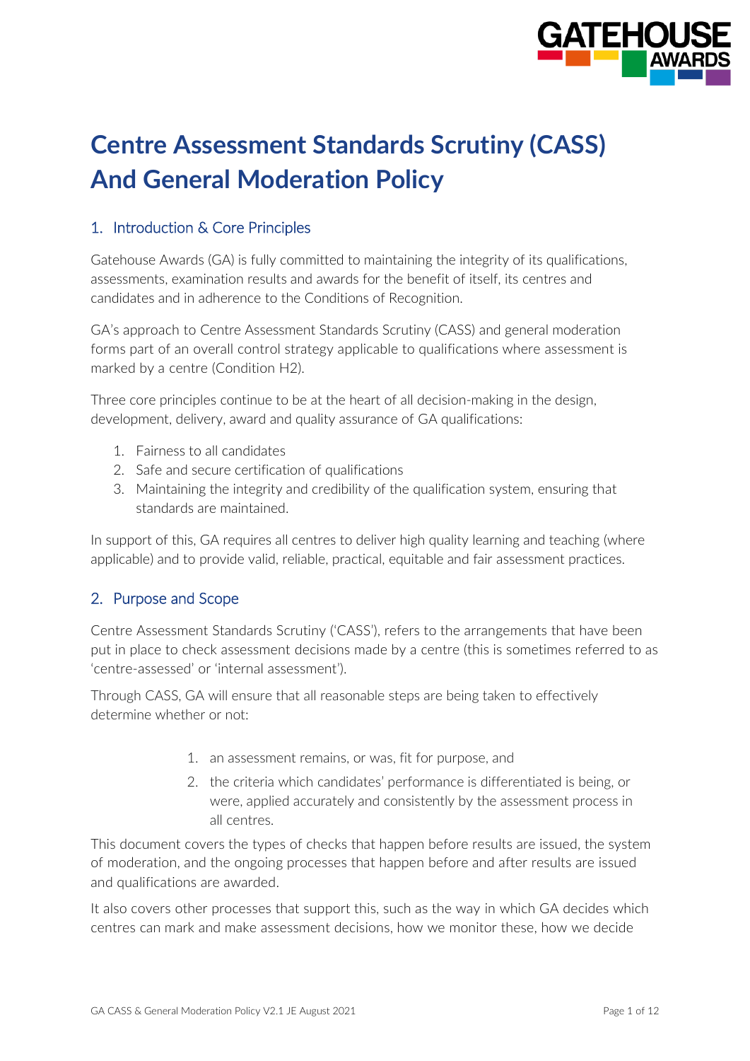# Centre Assessment Standards Scrutiny (CASS) And General Moderation Policy

## 1. Introduction & Core Principles

Gatehouse Awards (GA) is fully committed to maintaining the integrity of its qualifications, assessments, examination results and awards for the benefit of itself, its centres and candidates and in adherence to the Conditions of Recognition.

GA's approach to Centre Assessment Standards Scrutiny (CASS) and general moderation forms part of an overall control strategy applicable to qualifications where assessment is marked by a centre (Condition H2).

Three core principles continue to be at the heart of all decision-making in the design, development, delivery, award and quality assurance of GA qualifications:

1. Fairness to all candidates
2. Safe and secure certification of qualifications
3. Maintaining the integrity and credibility of the qualification system, ensuring that standards are maintained.

In support of this, GA requires all centres to deliver high quality learning and teaching (where applicable) and to provide valid, reliable, practical, equitable and fair assessment practices.

## 2. Purpose and Scope

Centre Assessment Standards Scrutiny ('CASS'), refers to the arrangements that have been put in place to check assessment decisions made by a centre (this is sometimes referred to as 'centre-assessed' or 'internal assessment').

Through CASS, GA will ensure that all reasonable steps are being taken to effectively determine whether or not:

1. an assessment remains, or was, fit for purpose, and
2. the criteria which candidates' performance is differentiated is being, or were, applied accurately and consistently by the assessment process in all centres.

This document covers the types of checks that happen before results are issued, the system of moderation, and the ongoing processes that happen before and after results are issued and qualifications are awarded.

It also covers other processes that support this, such as the way in which GA decides which centres can mark and make assessment decisions, how we monitor these, how we decide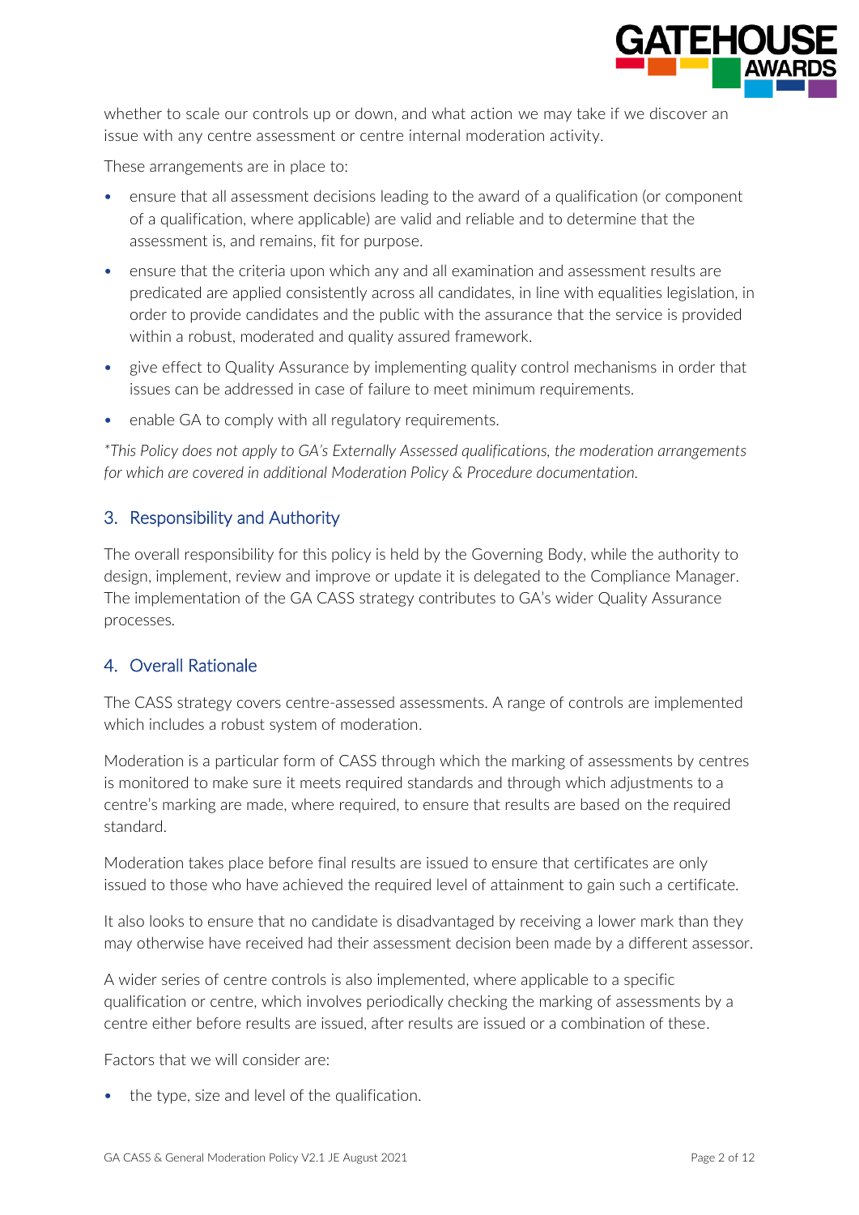whether to scale our controls up or down, and what action we may take if we discover an issue with any centre assessment or centre internal moderation activity.

These arrangements are in place to:

- ensure that all assessment decisions leading to the award of a qualification (or component of a qualification, where applicable) are valid and reliable and to determine that the assessment is, and remains, fit for purpose.
- ensure that the criteria upon which any and all examination and assessment results are predicated are applied consistently across all candidates, in line with equalities legislation, in order to provide candidates and the public with the assurance that the service is provided within a robust, moderated and quality assured framework.
- give effect to Quality Assurance by implementing quality control mechanisms in order that issues can be addressed in case of failure to meet minimum requirements.
- enable GA to comply with all regulatory requirements.

*\*This Policy does not apply to GA's Externally Assessed qualifications, the moderation arrangements for which are covered in additional Moderation Policy & Procedure documentation.*

## 3. Responsibility and Authority

The overall responsibility for this policy is held by the Governing Body, while the authority to design, implement, review and improve or update it is delegated to the Compliance Manager. The implementation of the GA CASS strategy contributes to GA's wider Quality Assurance processes.

## 4. Overall Rationale

The CASS strategy covers centre-assessed assessments. A range of controls are implemented which includes a robust system of moderation.

Moderation is a particular form of CASS through which the marking of assessments by centres is monitored to make sure it meets required standards and through which adjustments to a centre's marking are made, where required, to ensure that results are based on the required standard.

Moderation takes place before final results are issued to ensure that certificates are only issued to those who have achieved the required level of attainment to gain such a certificate.

It also looks to ensure that no candidate is disadvantaged by receiving a lower mark than they may otherwise have received had their assessment decision been made by a different assessor.

A wider series of centre controls is also implemented, where applicable to a specific qualification or centre, which involves periodically checking the marking of assessments by a centre either before results are issued, after results are issued or a combination of these.

Factors that we will consider are:

- the type, size and level of the qualification.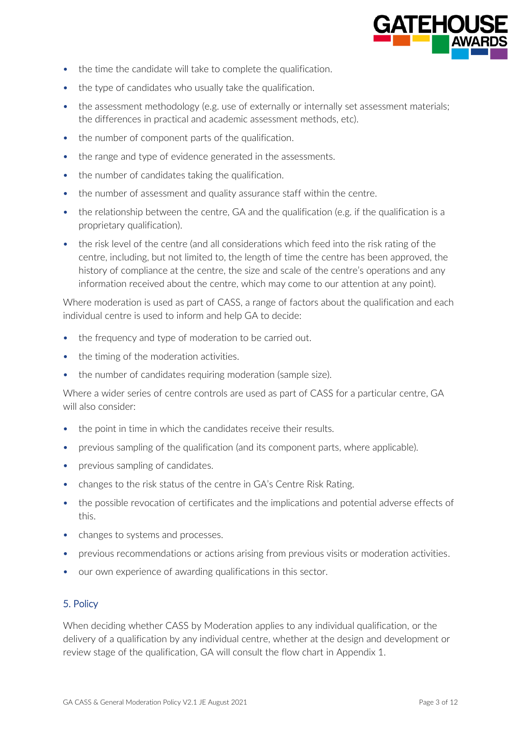- the time the candidate will take to complete the qualification.
- the type of candidates who usually take the qualification.
- the assessment methodology (e.g. use of externally or internally set assessment materials; the differences in practical and academic assessment methods, etc).
- the number of component parts of the qualification.
- the range and type of evidence generated in the assessments.
- the number of candidates taking the qualification.
- the number of assessment and quality assurance staff within the centre.
- the relationship between the centre, GA and the qualification (e.g. if the qualification is a proprietary qualification).
- the risk level of the centre (and all considerations which feed into the risk rating of the centre, including, but not limited to, the length of time the centre has been approved, the history of compliance at the centre, the size and scale of the centre's operations and any information received about the centre, which may come to our attention at any point).

Where moderation is used as part of CASS, a range of factors about the qualification and each individual centre is used to inform and help GA to decide:

- the frequency and type of moderation to be carried out.
- the timing of the moderation activities.
- the number of candidates requiring moderation (sample size).

Where a wider series of centre controls are used as part of CASS for a particular centre, GA will also consider:

- the point in time in which the candidates receive their results.
- previous sampling of the qualification (and its component parts, where applicable).
- previous sampling of candidates.
- changes to the risk status of the centre in GA's Centre Risk Rating.
- the possible revocation of certificates and the implications and potential adverse effects of this.
- changes to systems and processes.
- previous recommendations or actions arising from previous visits or moderation activities.
- our own experience of awarding qualifications in this sector.

## 5. Policy

When deciding whether CASS by Moderation applies to any individual qualification, or the delivery of a qualification by any individual centre, whether at the design and development or review stage of the qualification, GA will consult the flow chart in Appendix 1.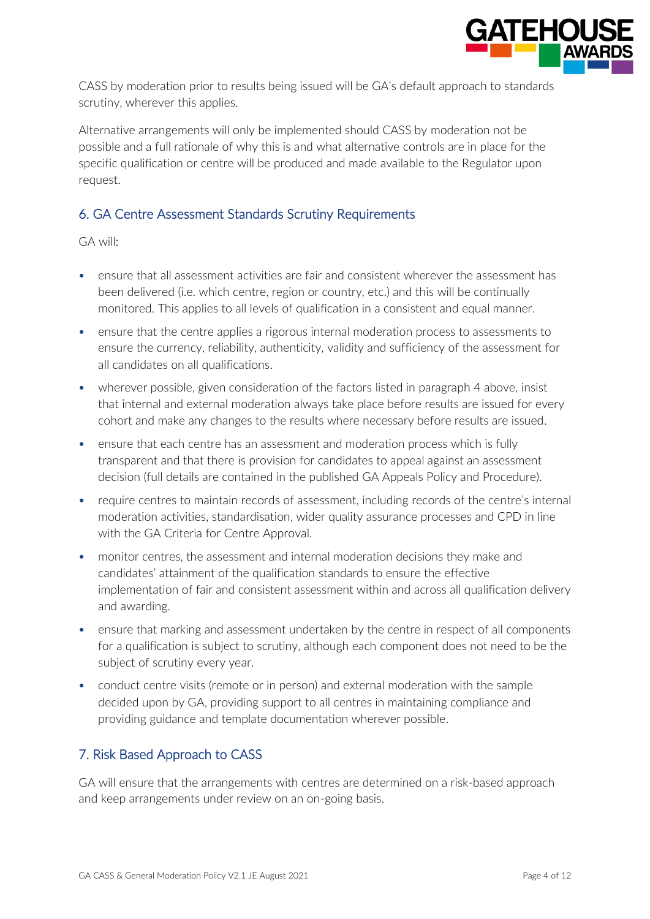CASS by moderation prior to results being issued will be GA's default approach to standards scrutiny, wherever this applies.

Alternative arrangements will only be implemented should CASS by moderation not be possible and a full rationale of why this is and what alternative controls are in place for the specific qualification or centre will be produced and made available to the Regulator upon request.

## 6. GA Centre Assessment Standards Scrutiny Requirements

GA will:

- ensure that all assessment activities are fair and consistent wherever the assessment has been delivered (i.e. which centre, region or country, etc.) and this will be continually monitored. This applies to all levels of qualification in a consistent and equal manner.
- ensure that the centre applies a rigorous internal moderation process to assessments to ensure the currency, reliability, authenticity, validity and sufficiency of the assessment for all candidates on all qualifications.
- wherever possible, given consideration of the factors listed in paragraph 4 above, insist that internal and external moderation always take place before results are issued for every cohort and make any changes to the results where necessary before results are issued.
- ensure that each centre has an assessment and moderation process which is fully transparent and that there is provision for candidates to appeal against an assessment decision (full details are contained in the published GA Appeals Policy and Procedure).
- require centres to maintain records of assessment, including records of the centre's internal moderation activities, standardisation, wider quality assurance processes and CPD in line with the GA Criteria for Centre Approval.
- monitor centres, the assessment and internal moderation decisions they make and candidates' attainment of the qualification standards to ensure the effective implementation of fair and consistent assessment within and across all qualification delivery and awarding.
- ensure that marking and assessment undertaken by the centre in respect of all components for a qualification is subject to scrutiny, although each component does not need to be the subject of scrutiny every year.
- conduct centre visits (remote or in person) and external moderation with the sample decided upon by GA, providing support to all centres in maintaining compliance and providing guidance and template documentation wherever possible.

## 7. Risk Based Approach to CASS

GA will ensure that the arrangements with centres are determined on a risk-based approach and keep arrangements under review on an on-going basis.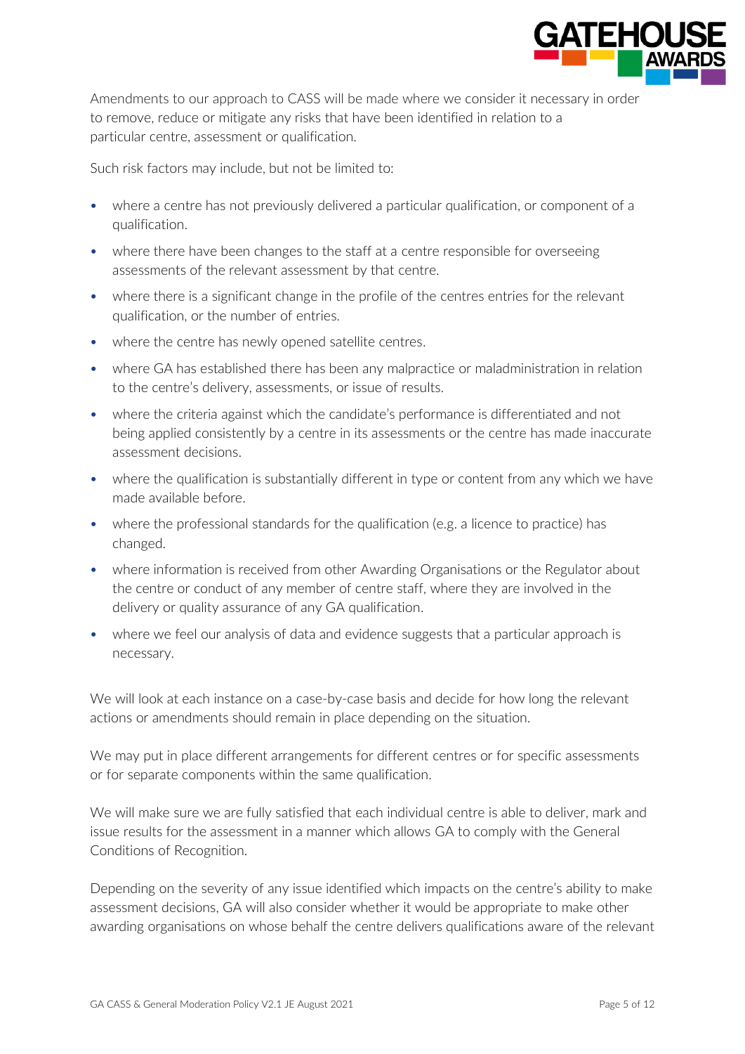Amendments to our approach to CASS will be made where we consider it necessary in order to remove, reduce or mitigate any risks that have been identified in relation to a particular centre, assessment or qualification.

Such risk factors may include, but not be limited to:

- where a centre has not previously delivered a particular qualification, or component of a qualification.
- where there have been changes to the staff at a centre responsible for overseeing assessments of the relevant assessment by that centre.
- where there is a significant change in the profile of the centres entries for the relevant qualification, or the number of entries.
- where the centre has newly opened satellite centres.
- where GA has established there has been any malpractice or maladministration in relation to the centre's delivery, assessments, or issue of results.
- where the criteria against which the candidate's performance is differentiated and not being applied consistently by a centre in its assessments or the centre has made inaccurate assessment decisions.
- where the qualification is substantially different in type or content from any which we have made available before.
- where the professional standards for the qualification (e.g. a licence to practice) has changed.
- where information is received from other Awarding Organisations or the Regulator about the centre or conduct of any member of centre staff, where they are involved in the delivery or quality assurance of any GA qualification.
- where we feel our analysis of data and evidence suggests that a particular approach is necessary.

We will look at each instance on a case-by-case basis and decide for how long the relevant actions or amendments should remain in place depending on the situation.

We may put in place different arrangements for different centres or for specific assessments or for separate components within the same qualification.

We will make sure we are fully satisfied that each individual centre is able to deliver, mark and issue results for the assessment in a manner which allows GA to comply with the General Conditions of Recognition.

Depending on the severity of any issue identified which impacts on the centre's ability to make assessment decisions, GA will also consider whether it would be appropriate to make other awarding organisations on whose behalf the centre delivers qualifications aware of the relevant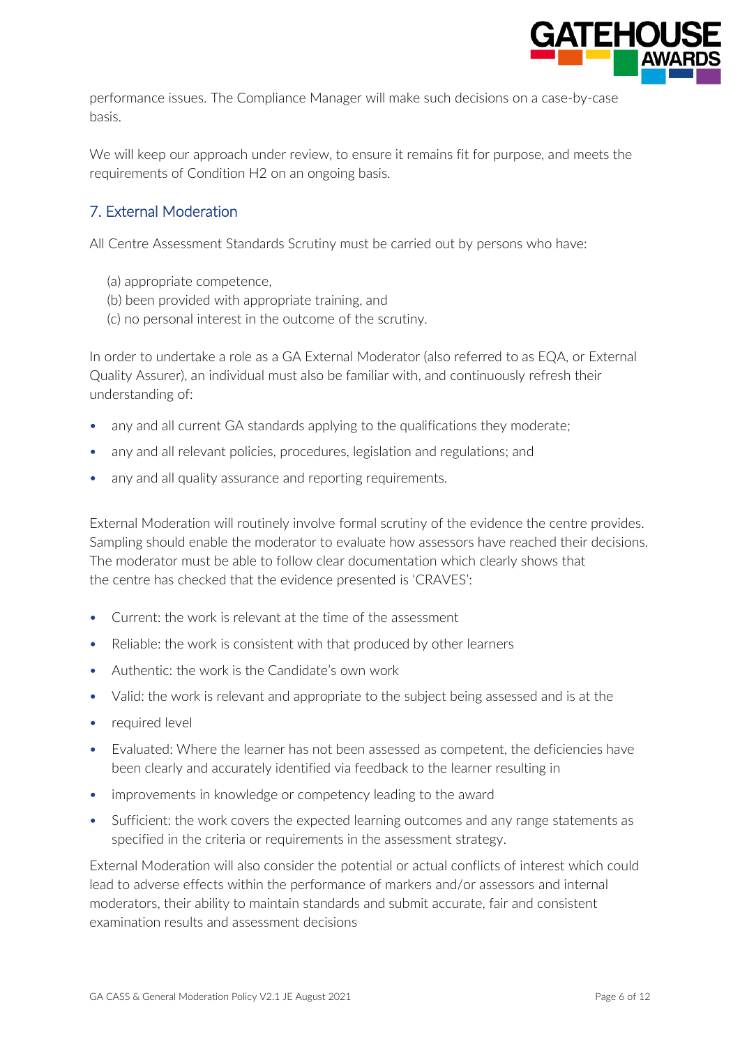performance issues. The Compliance Manager will make such decisions on a case-by-case basis.

We will keep our approach under review, to ensure it remains fit for purpose, and meets the requirements of Condition H2 on an ongoing basis.

## 7. External Moderation

All Centre Assessment Standards Scrutiny must be carried out by persons who have:

(a) appropriate competence,
(b) been provided with appropriate training, and
(c) no personal interest in the outcome of the scrutiny.

In order to undertake a role as a GA External Moderator (also referred to as EQA, or External Quality Assurer), an individual must also be familiar with, and continuously refresh their understanding of:

- any and all current GA standards applying to the qualifications they moderate;
- any and all relevant policies, procedures, legislation and regulations; and
- any and all quality assurance and reporting requirements.

External Moderation will routinely involve formal scrutiny of the evidence the centre provides. Sampling should enable the moderator to evaluate how assessors have reached their decisions. The moderator must be able to follow clear documentation which clearly shows that the centre has checked that the evidence presented is 'CRAVES':

- Current: the work is relevant at the time of the assessment
- Reliable: the work is consistent with that produced by other learners
- Authentic: the work is the Candidate's own work
- Valid: the work is relevant and appropriate to the subject being assessed and is at the
- required level
- Evaluated: Where the learner has not been assessed as competent, the deficiencies have been clearly and accurately identified via feedback to the learner resulting in
- improvements in knowledge or competency leading to the award
- Sufficient: the work covers the expected learning outcomes and any range statements as specified in the criteria or requirements in the assessment strategy.

External Moderation will also consider the potential or actual conflicts of interest which could lead to adverse effects within the performance of markers and/or assessors and internal moderators, their ability to maintain standards and submit accurate, fair and consistent examination results and assessment decisions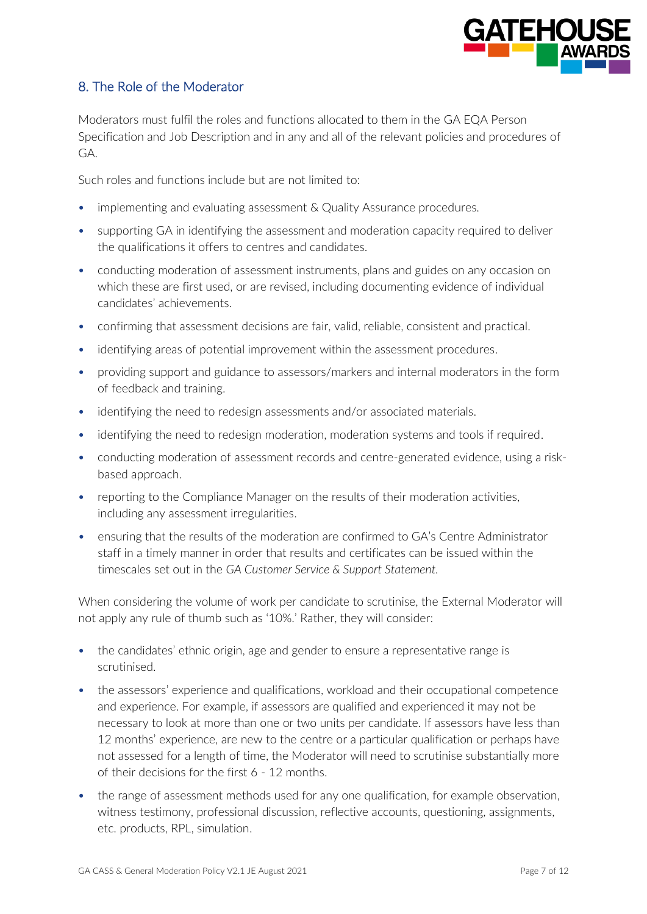## 8. The Role of the Moderator

Moderators must fulfil the roles and functions allocated to them in the GA EQA Person Specification and Job Description and in any and all of the relevant policies and procedures of GA.

Such roles and functions include but are not limited to:

- implementing and evaluating assessment & Quality Assurance procedures.
- supporting GA in identifying the assessment and moderation capacity required to deliver the qualifications it offers to centres and candidates.
- conducting moderation of assessment instruments, plans and guides on any occasion on which these are first used, or are revised, including documenting evidence of individual candidates' achievements.
- confirming that assessment decisions are fair, valid, reliable, consistent and practical.
- identifying areas of potential improvement within the assessment procedures.
- providing support and guidance to assessors/markers and internal moderators in the form of feedback and training.
- identifying the need to redesign assessments and/or associated materials.
- identifying the need to redesign moderation, moderation systems and tools if required.
- conducting moderation of assessment records and centre-generated evidence, using a risk-based approach.
- reporting to the Compliance Manager on the results of their moderation activities, including any assessment irregularities.
- ensuring that the results of the moderation are confirmed to GA's Centre Administrator staff in a timely manner in order that results and certificates can be issued within the timescales set out in the *GA Customer Service & Support Statement*.

When considering the volume of work per candidate to scrutinise, the External Moderator will not apply any rule of thumb such as '10%.' Rather, they will consider:

- the candidates' ethnic origin, age and gender to ensure a representative range is scrutinised.
- the assessors' experience and qualifications, workload and their occupational competence and experience. For example, if assessors are qualified and experienced it may not be necessary to look at more than one or two units per candidate. If assessors have less than 12 months' experience, are new to the centre or a particular qualification or perhaps have not assessed for a length of time, the Moderator will need to scrutinise substantially more of their decisions for the first 6 - 12 months.
- the range of assessment methods used for any one qualification, for example observation, witness testimony, professional discussion, reflective accounts, questioning, assignments, etc. products, RPL, simulation.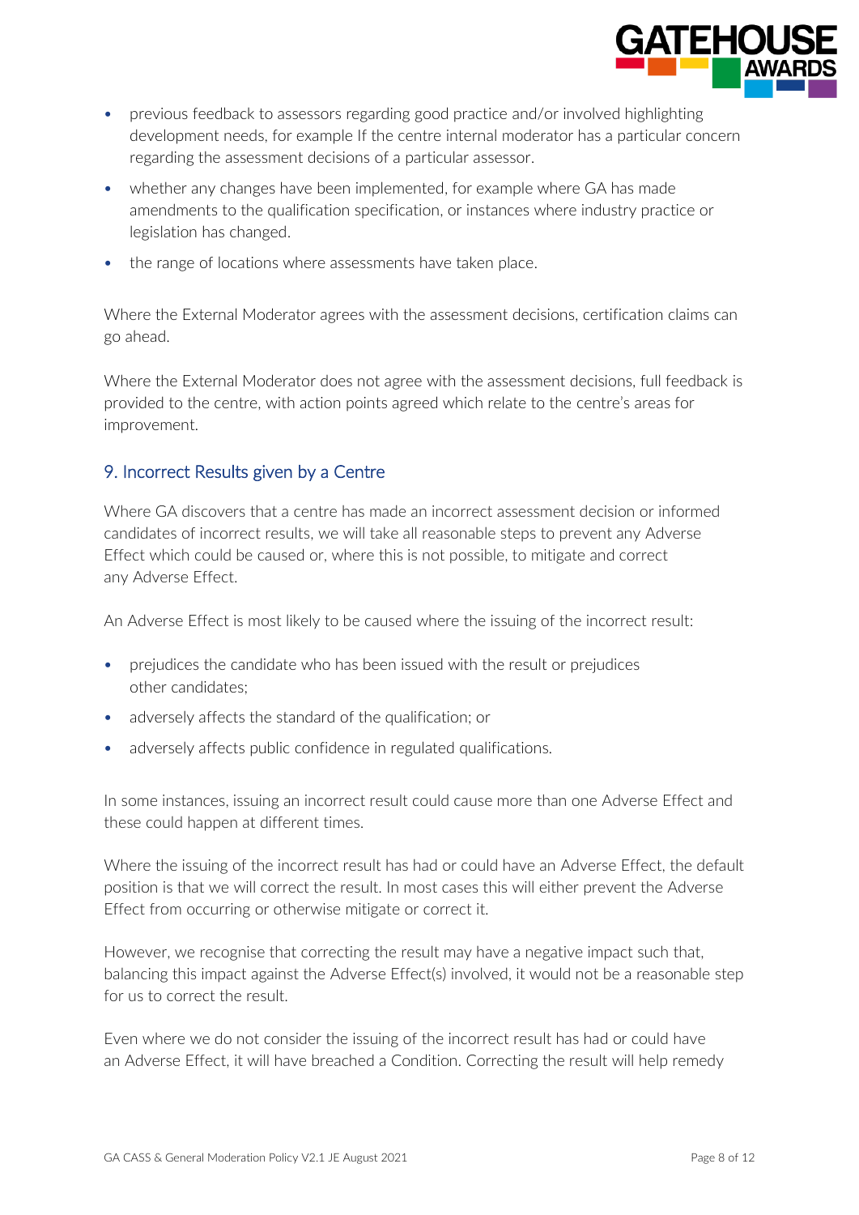- previous feedback to assessors regarding good practice and/or involved highlighting development needs, for example If the centre internal moderator has a particular concern regarding the assessment decisions of a particular assessor.
- whether any changes have been implemented, for example where GA has made amendments to the qualification specification, or instances where industry practice or legislation has changed.
- the range of locations where assessments have taken place.

Where the External Moderator agrees with the assessment decisions, certification claims can go ahead.

Where the External Moderator does not agree with the assessment decisions, full feedback is provided to the centre, with action points agreed which relate to the centre's areas for improvement.

## 9. Incorrect Results given by a Centre

Where GA discovers that a centre has made an incorrect assessment decision or informed candidates of incorrect results, we will take all reasonable steps to prevent any Adverse Effect which could be caused or, where this is not possible, to mitigate and correct any Adverse Effect.

An Adverse Effect is most likely to be caused where the issuing of the incorrect result:

- prejudices the candidate who has been issued with the result or prejudices other candidates;
- adversely affects the standard of the qualification; or
- adversely affects public confidence in regulated qualifications.

In some instances, issuing an incorrect result could cause more than one Adverse Effect and these could happen at different times.

Where the issuing of the incorrect result has had or could have an Adverse Effect, the default position is that we will correct the result. In most cases this will either prevent the Adverse Effect from occurring or otherwise mitigate or correct it.

However, we recognise that correcting the result may have a negative impact such that, balancing this impact against the Adverse Effect(s) involved, it would not be a reasonable step for us to correct the result.

Even where we do not consider the issuing of the incorrect result has had or could have an Adverse Effect, it will have breached a Condition. Correcting the result will help remedy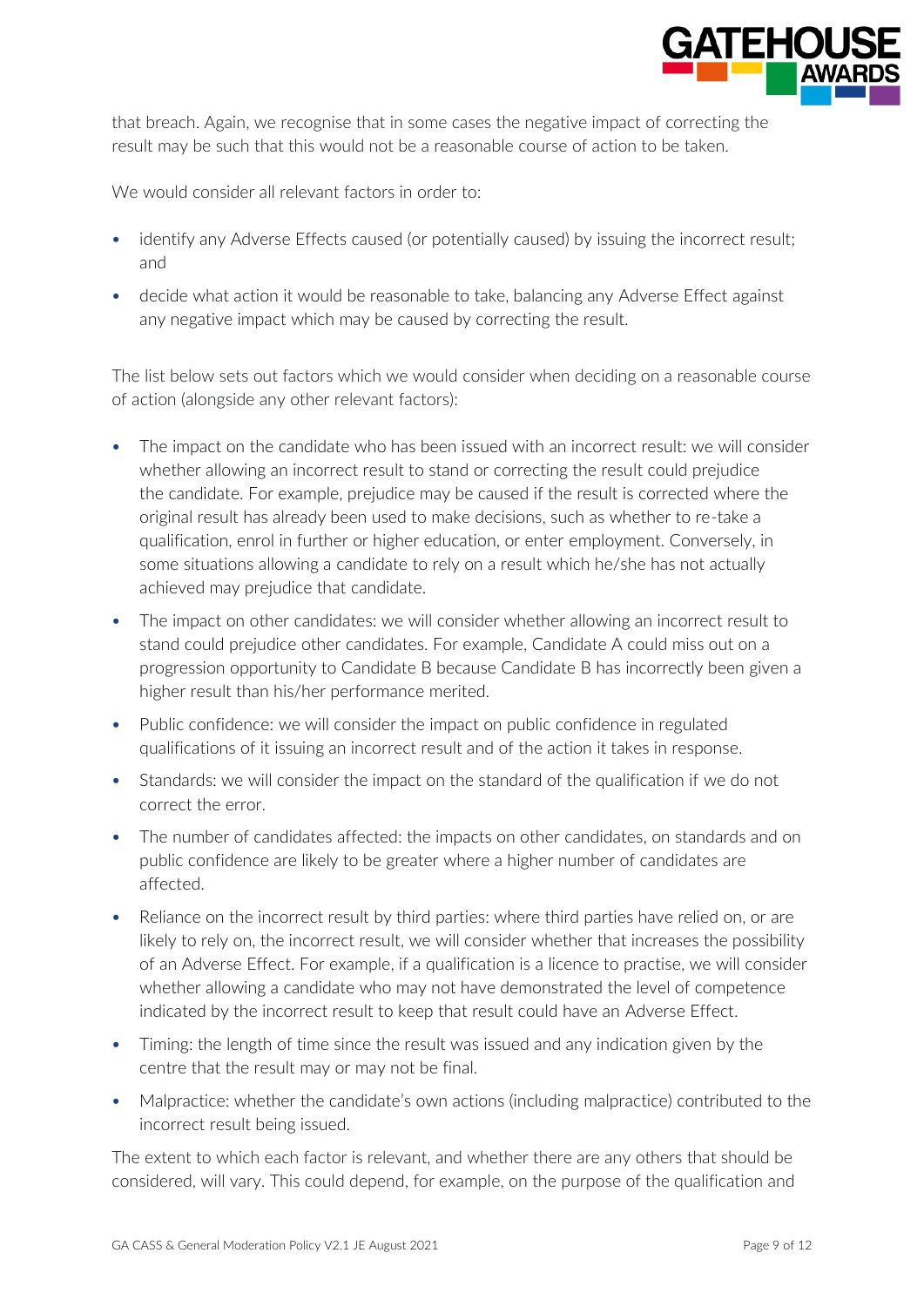that breach. Again, we recognise that in some cases the negative impact of correcting the result may be such that this would not be a reasonable course of action to be taken.

We would consider all relevant factors in order to:

- identify any Adverse Effects caused (or potentially caused) by issuing the incorrect result; and
- decide what action it would be reasonable to take, balancing any Adverse Effect against any negative impact which may be caused by correcting the result.

The list below sets out factors which we would consider when deciding on a reasonable course of action (alongside any other relevant factors):

- The impact on the candidate who has been issued with an incorrect result: we will consider whether allowing an incorrect result to stand or correcting the result could prejudice the candidate. For example, prejudice may be caused if the result is corrected where the original result has already been used to make decisions, such as whether to re-take a qualification, enrol in further or higher education, or enter employment. Conversely, in some situations allowing a candidate to rely on a result which he/she has not actually achieved may prejudice that candidate.
- The impact on other candidates: we will consider whether allowing an incorrect result to stand could prejudice other candidates. For example, Candidate A could miss out on a progression opportunity to Candidate B because Candidate B has incorrectly been given a higher result than his/her performance merited.
- Public confidence: we will consider the impact on public confidence in regulated qualifications of it issuing an incorrect result and of the action it takes in response.
- Standards: we will consider the impact on the standard of the qualification if we do not correct the error.
- The number of candidates affected: the impacts on other candidates, on standards and on public confidence are likely to be greater where a higher number of candidates are affected.
- Reliance on the incorrect result by third parties: where third parties have relied on, or are likely to rely on, the incorrect result, we will consider whether that increases the possibility of an Adverse Effect. For example, if a qualification is a licence to practise, we will consider whether allowing a candidate who may not have demonstrated the level of competence indicated by the incorrect result to keep that result could have an Adverse Effect.
- Timing: the length of time since the result was issued and any indication given by the centre that the result may or may not be final.
- Malpractice: whether the candidate's own actions (including malpractice) contributed to the incorrect result being issued.

The extent to which each factor is relevant, and whether there are any others that should be considered, will vary. This could depend, for example, on the purpose of the qualification and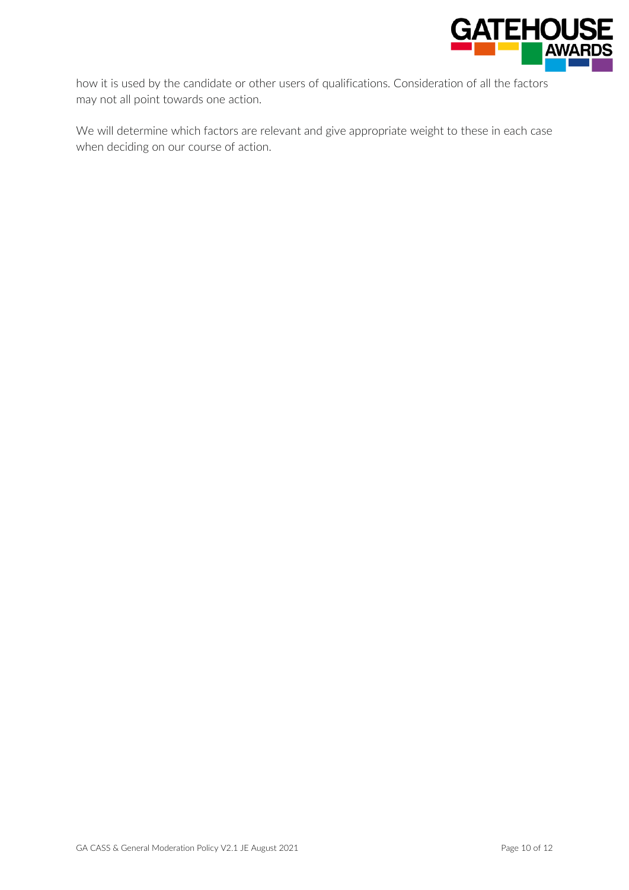how it is used by the candidate or other users of qualifications. Consideration of all the factors may not all point towards one action.

We will determine which factors are relevant and give appropriate weight to these in each case when deciding on our course of action.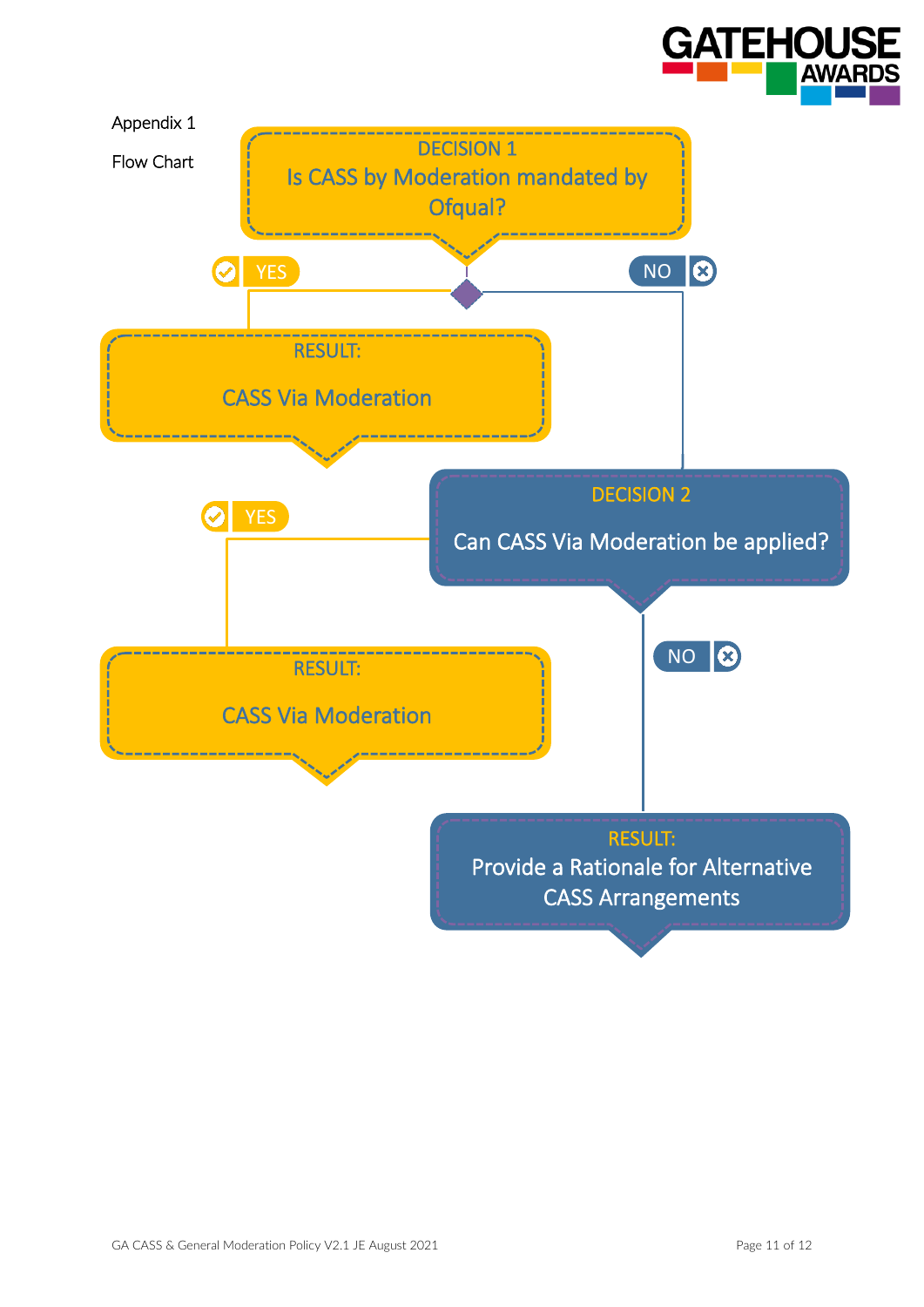Appendix 1

Flow Chart

DECISION 1
Is CASS by Moderation mandated by Ofqual?

YES

NO

RESULT:

CASS Via Moderation

DECISION 2

Can CASS Via Moderation be applied?

YES

RESULT:

CASS Via Moderation

NO

RESULT:
Provide a Rationale for Alternative CASS Arrangements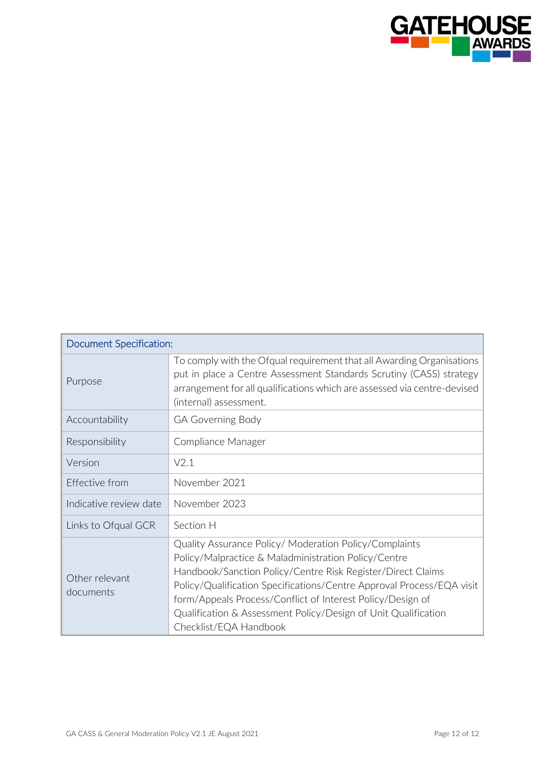| Document Specification: | |
|---|---|
| Purpose | To comply with the Ofqual requirement that all Awarding Organisations put in place a Centre Assessment Standards Scrutiny (CASS) strategy arrangement for all qualifications which are assessed via centre-devised (internal) assessment. |
| Accountability | GA Governing Body |
| Responsibility | Compliance Manager |
| Version | V2.1 |
| Effective from | November 2021 |
| Indicative review date | November 2023 |
| Links to Ofqual GCR | Section H |
| Other relevant documents | Quality Assurance Policy/ Moderation Policy/Complaints Policy/Malpractice & Maladministration Policy/Centre Handbook/Sanction Policy/Centre Risk Register/Direct Claims Policy/Qualification Specifications/Centre Approval Process/EQA visit form/Appeals Process/Conflict of Interest Policy/Design of Qualification & Assessment Policy/Design of Unit Qualification Checklist/EQA Handbook |